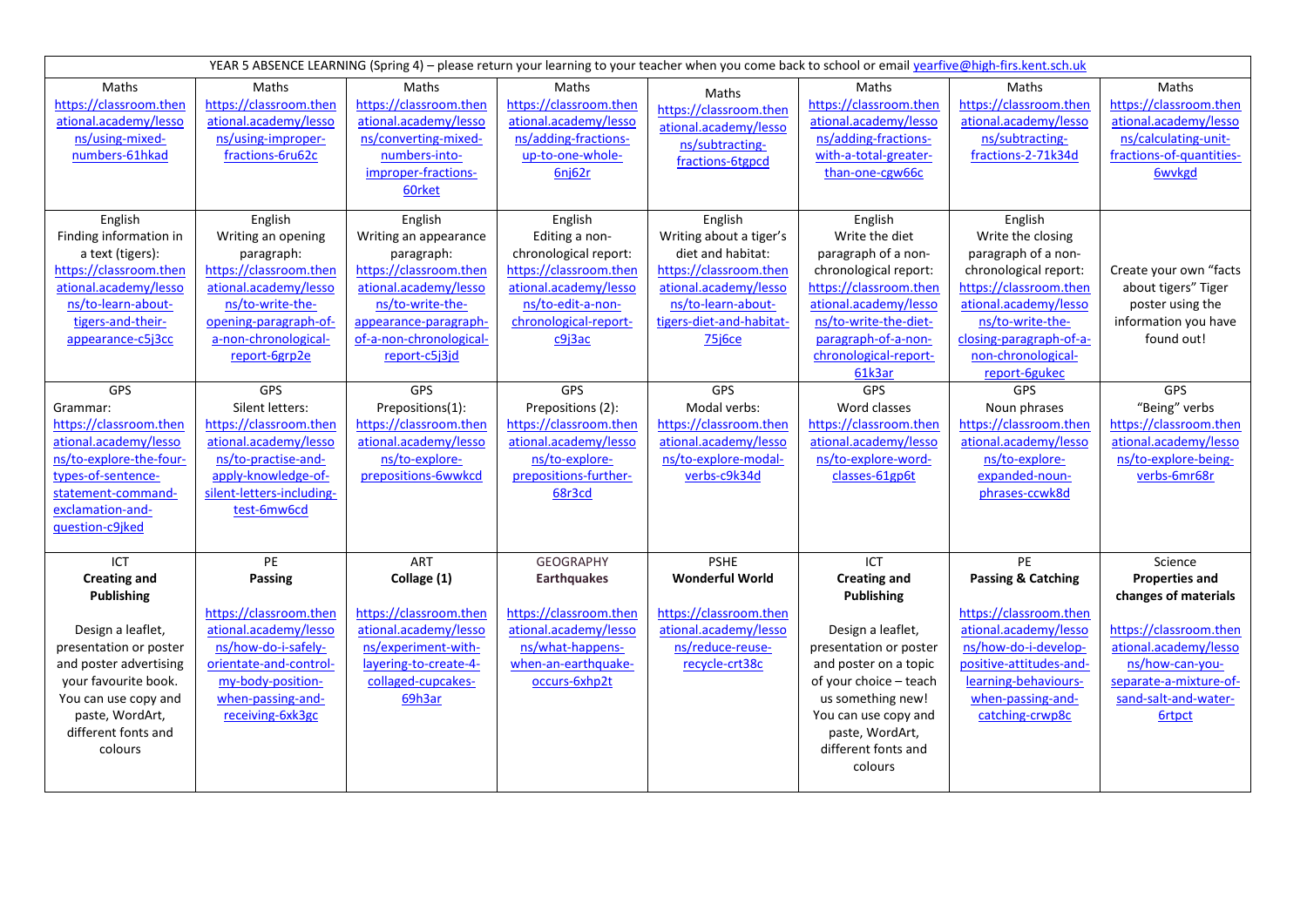| YEAR 5 ABSENCE LEARNING (Spring 4) – please return your learning to your teacher when you come back to school or email yearfive@high-firs.kent.sch.uk | | | | | | | |
|---|---|---|---|---|---|---|---|
| Maths https://classroom.thenational.academy/lessons/using-mixed-numbers-61hkad | Maths https://classroom.thenational.academy/lessons/using-improper-fractions-6ru62c | Maths https://classroom.thenational.academy/lessons/converting-mixed-numbers-into-improper-fractions-60rket | Maths https://classroom.thenational.academy/lessons/adding-fractions-up-to-one-whole-6nj62r | Maths https://classroom.thenational.academy/lessons/subtracting-fractions-6tgpcd | Maths https://classroom.thenational.academy/lessons/adding-fractions-with-a-total-greater-than-one-cgw66c | Maths https://classroom.thenational.academy/lessons/subtracting-fractions-2-71k34d | Maths https://classroom.thenational.academy/lessons/calculating-unit-fractions-of-quantities-6wvkgd |
| English Finding information in a text (tigers): https://classroom.thenational.academy/lessons/to-learn-about-tigers-and-their-appearance-c5j3cc | English Writing an opening paragraph: https://classroom.thenational.academy/lessons/to-write-the-opening-paragraph-of-a-non-chronological-report-6grp2e | English Writing an appearance paragraph: https://classroom.thenational.academy/lessons/to-write-the-appearance-paragraph-of-a-non-chronological-report-c5j3jd | English Editing a non-chronological report: https://classroom.thenational.academy/lessons/to-edit-a-non-chronological-report-c9j3ac | English Writing about a tiger's diet and habitat: https://classroom.thenational.academy/lessons/to-learn-about-tigers-diet-and-habitat-75j6ce | English Write the diet paragraph of a non-chronological report: https://classroom.thenational.academy/lessons/to-write-the-diet-paragraph-of-a-non-chronological-report-61k3ar | English Write the closing paragraph of a non-chronological report: https://classroom.thenational.academy/lessons/to-write-the-closing-paragraph-of-a-non-chronological-report-6gukec | Create your own "facts about tigers" Tiger poster using the information you have found out! |
| GPS Grammar: https://classroom.thenational.academy/lessons/to-explore-the-four-types-of-sentence-statement-command-exclamation-and-question-c9jked | GPS Silent letters: https://classroom.thenational.academy/lessons/to-practise-and-apply-knowledge-of-silent-letters-including-test-6mw6cd | GPS Prepositions(1): https://classroom.thenational.academy/lessons/to-explore-prepositions-6wwkcd | GPS Prepositions (2): https://classroom.thenational.academy/lessons/to-explore-prepositions-further-68r3cd | GPS Modal verbs: https://classroom.thenational.academy/lessons/to-explore-modal-verbs-c9k34d | GPS Word classes https://classroom.thenational.academy/lessons/to-explore-word-classes-61gp6t | GPS Noun phrases https://classroom.thenational.academy/lessons/to-explore-expanded-noun-phrases-ccwk8d | GPS "Being" verbs https://classroom.thenational.academy/lessons/to-explore-being-verbs-6mr68r |
| ICT **Creating and Publishing** Design a leaflet, presentation or poster and poster advertising your favourite book. You can use copy and paste, WordArt, different fonts and colours | PE **Passing** https://classroom.thenational.academy/lessons/how-do-i-safely-orientate-and-control-my-body-position-when-passing-and-receiving-6xk3gc | ART **Collage (1)** https://classroom.thenational.academy/lessons/experiment-with-layering-to-create-4-collaged-cupcakes-69h3ar | GEOGRAPHY **Earthquakes** https://classroom.thenational.academy/lessons/what-happens-when-an-earthquake-occurs-6xhp2t | PSHE **Wonderful World** https://classroom.thenational.academy/lessons/reduce-reuse-recycle-crt38c | ICT **Creating and Publishing** Design a leaflet, presentation or poster and poster on a topic of your choice – teach us something new! You can use copy and paste, WordArt, different fonts and colours | PE **Passing & Catching** https://classroom.thenational.academy/lessons/how-do-i-develop-positive-attitudes-and-learning-behaviours-when-passing-and-catching-crwp8c | Science **Properties and changes of materials** https://classroom.thenational.academy/lessons/how-can-you-separate-a-mixture-of-sand-salt-and-water-6rtpct |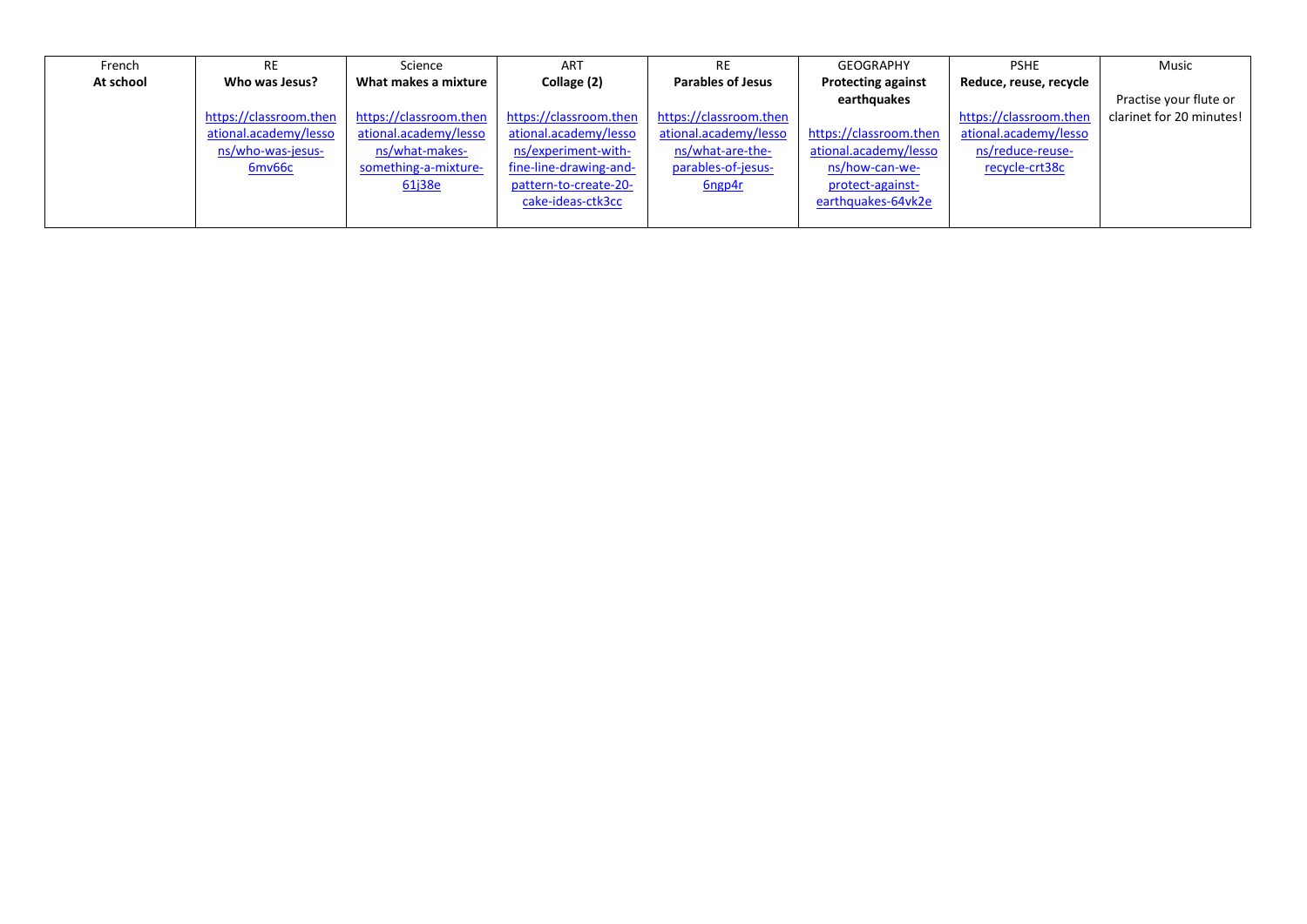| French | RE | Science | ART | RE | GEOGRAPHY | PSHE | Music |
|---|---|---|---|---|---|---|---|
| **At school** | **Who was Jesus?**<br><br>https://classroom.thenational.academy/lessons/who-was-jesus-6mv66c | **What makes a mixture**<br><br>https://classroom.thenational.academy/lessons/what-makes-something-a-mixture-61j38e | **Collage (2)**<br><br>https://classroom.thenational.academy/lessons/experiment-with-fine-line-drawing-and-pattern-to-create-20-cake-ideas-ctk3cc | **Parables of Jesus**<br><br>https://classroom.thenational.academy/lessons/what-are-the-parables-of-jesus-6ngp4r | **Protecting against earthquakes**<br><br>https://classroom.thenational.academy/lessons/how-can-we-protect-against-earthquakes-64vk2e | **Reduce, reuse, recycle**<br><br>https://classroom.thenational.academy/lessons/reduce-reuse-recycle-crt38c | Practise your flute or clarinet for 20 minutes! |